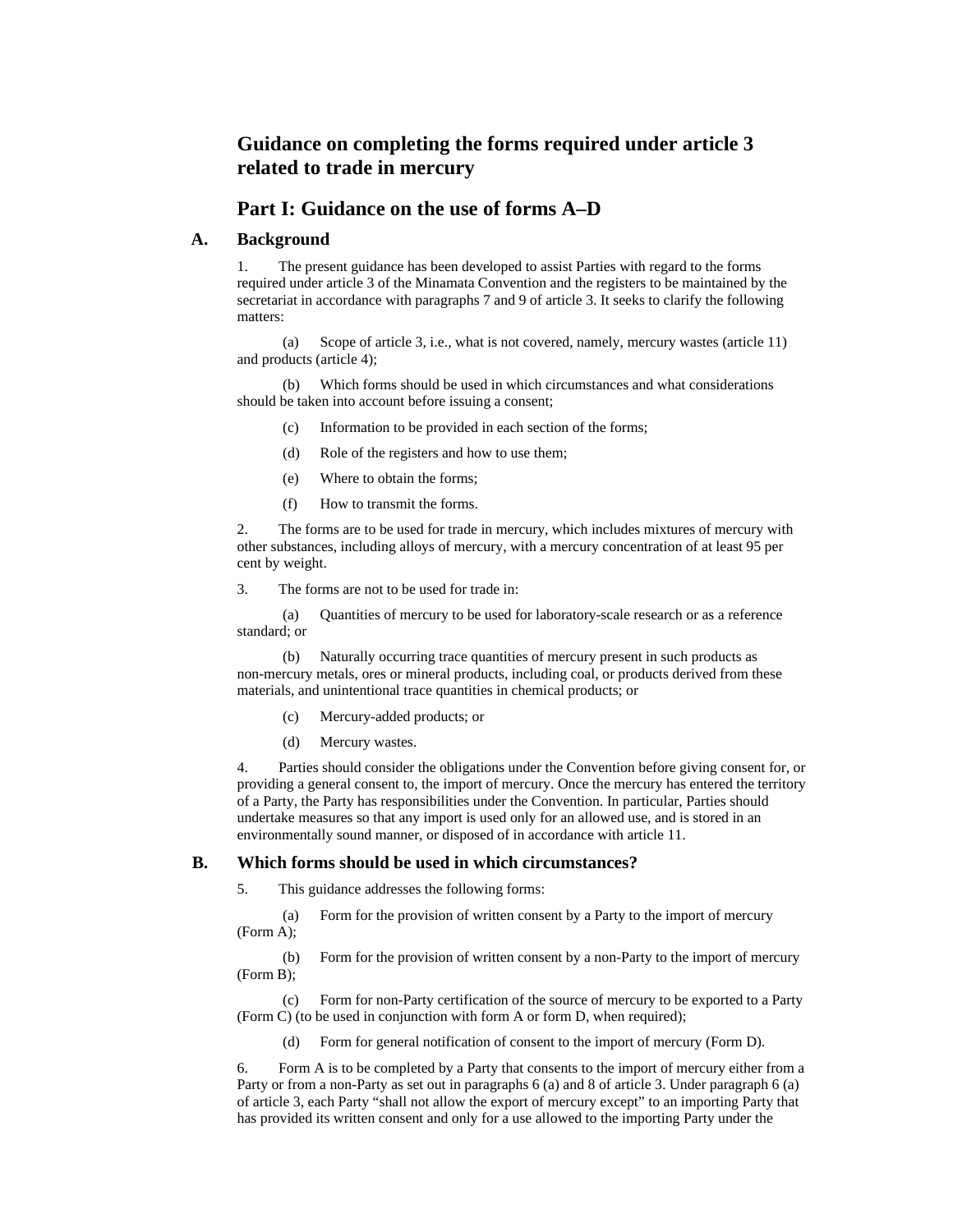# Guidance on completing the forms required under article 3 related to trade in mercury

## Part I: Guidance on the use of forms A–D

### A. Background

1. The present guidance has been developed to assist Parties with regard to the forms required under article 3 of the Minamata Convention and the registers to be maintained by the secretariat in accordance with paragraphs 7 and 9 of article 3. It seeks to clarify the following matters:

(a) Scope of article 3, i.e., what is not covered, namely, mercury wastes (article 11) and products (article 4);

(b) Which forms should be used in which circumstances and what considerations should be taken into account before issuing a consent;

(c) Information to be provided in each section of the forms;

(d) Role of the registers and how to use them;

(e) Where to obtain the forms;

(f) How to transmit the forms.

2. The forms are to be used for trade in mercury, which includes mixtures of mercury with other substances, including alloys of mercury, with a mercury concentration of at least 95 per cent by weight.

3. The forms are not to be used for trade in:

(a) Quantities of mercury to be used for laboratory-scale research or as a reference standard; or

(b) Naturally occurring trace quantities of mercury present in such products as non-mercury metals, ores or mineral products, including coal, or products derived from these materials, and unintentional trace quantities in chemical products; or

(c) Mercury-added products; or

(d) Mercury wastes.

4. Parties should consider the obligations under the Convention before giving consent for, or providing a general consent to, the import of mercury. Once the mercury has entered the territory of a Party, the Party has responsibilities under the Convention. In particular, Parties should undertake measures so that any import is used only for an allowed use, and is stored in an environmentally sound manner, or disposed of in accordance with article 11.

### B. Which forms should be used in which circumstances?

5. This guidance addresses the following forms:

(a) Form for the provision of written consent by a Party to the import of mercury (Form A);

(b) Form for the provision of written consent by a non-Party to the import of mercury (Form B);

(c) Form for non-Party certification of the source of mercury to be exported to a Party (Form C) (to be used in conjunction with form A or form D, when required);

(d) Form for general notification of consent to the import of mercury (Form D).

6. Form A is to be completed by a Party that consents to the import of mercury either from a Party or from a non-Party as set out in paragraphs 6 (a) and 8 of article 3. Under paragraph 6 (a) of article 3, each Party "shall not allow the export of mercury except" to an importing Party that has provided its written consent and only for a use allowed to the importing Party under the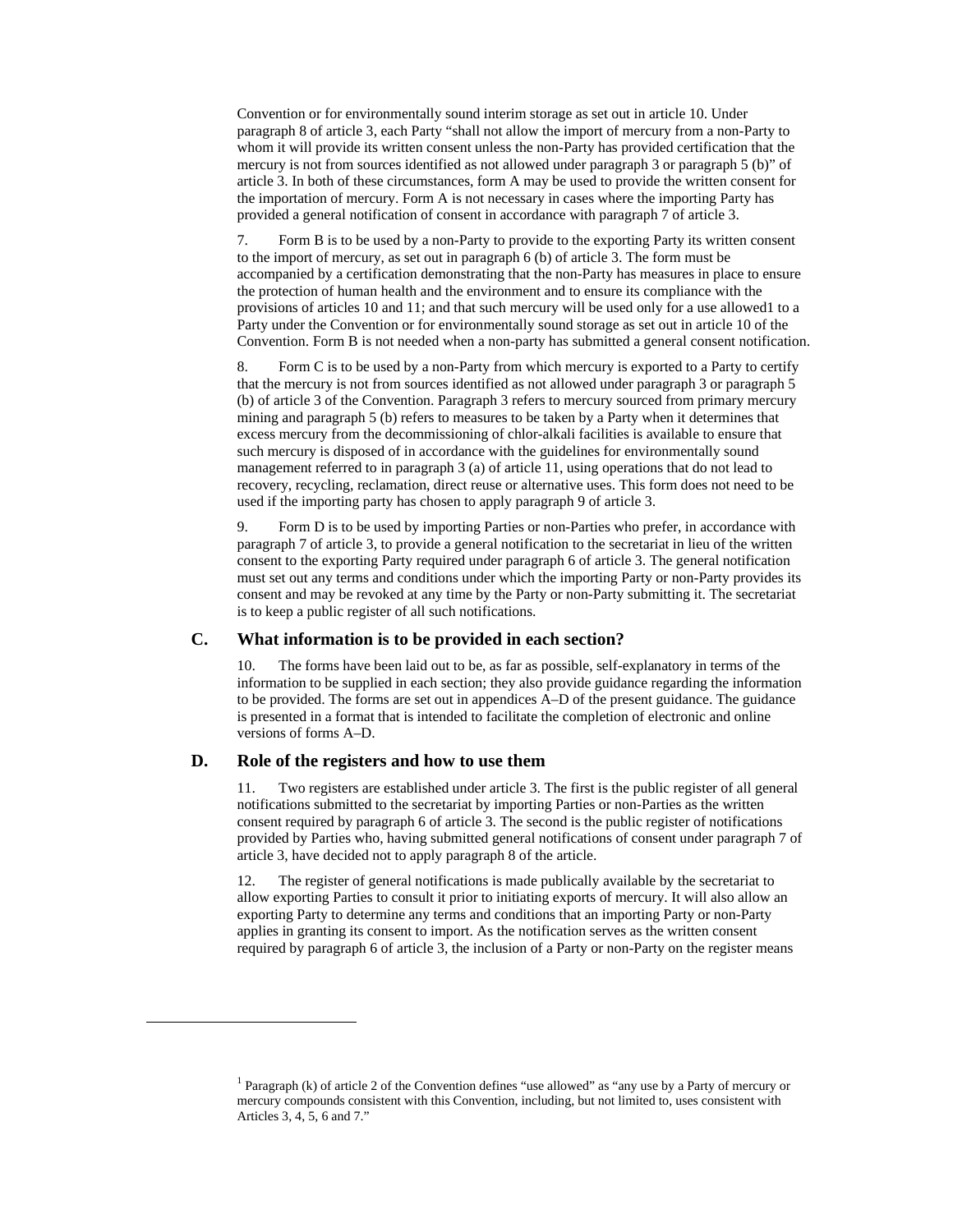Convention or for environmentally sound interim storage as set out in article 10. Under paragraph 8 of article 3, each Party "shall not allow the import of mercury from a non-Party to whom it will provide its written consent unless the non-Party has provided certification that the mercury is not from sources identified as not allowed under paragraph 3 or paragraph 5 (b)" of article 3. In both of these circumstances, form A may be used to provide the written consent for the importation of mercury. Form A is not necessary in cases where the importing Party has provided a general notification of consent in accordance with paragraph 7 of article 3.

7. Form B is to be used by a non-Party to provide to the exporting Party its written consent to the import of mercury, as set out in paragraph 6 (b) of article 3. The form must be accompanied by a certification demonstrating that the non-Party has measures in place to ensure the protection of human health and the environment and to ensure its compliance with the provisions of articles 10 and 11; and that such mercury will be used only for a use allowed[1] to a Party under the Convention or for environmentally sound storage as set out in article 10 of the Convention. Form B is not needed when a non-party has submitted a general consent notification.

8. Form C is to be used by a non-Party from which mercury is exported to a Party to certify that the mercury is not from sources identified as not allowed under paragraph 3 or paragraph 5 (b) of article 3 of the Convention. Paragraph 3 refers to mercury sourced from primary mercury mining and paragraph 5 (b) refers to measures to be taken by a Party when it determines that excess mercury from the decommissioning of chlor-alkali facilities is available to ensure that such mercury is disposed of in accordance with the guidelines for environmentally sound management referred to in paragraph 3 (a) of article 11, using operations that do not lead to recovery, recycling, reclamation, direct reuse or alternative uses. This form does not need to be used if the importing party has chosen to apply paragraph 9 of article 3.

9. Form D is to be used by importing Parties or non-Parties who prefer, in accordance with paragraph 7 of article 3, to provide a general notification to the secretariat in lieu of the written consent to the exporting Party required under paragraph 6 of article 3. The general notification must set out any terms and conditions under which the importing Party or non-Party provides its consent and may be revoked at any time by the Party or non-Party submitting it. The secretariat is to keep a public register of all such notifications.

## C. What information is to be provided in each section?

10. The forms have been laid out to be, as far as possible, self-explanatory in terms of the information to be supplied in each section; they also provide guidance regarding the information to be provided. The forms are set out in appendices A–D of the present guidance. The guidance is presented in a format that is intended to facilitate the completion of electronic and online versions of forms A–D.

## D. Role of the registers and how to use them

11. Two registers are established under article 3. The first is the public register of all general notifications submitted to the secretariat by importing Parties or non-Parties as the written consent required by paragraph 6 of article 3. The second is the public register of notifications provided by Parties who, having submitted general notifications of consent under paragraph 7 of article 3, have decided not to apply paragraph 8 of the article.

12. The register of general notifications is made publically available by the secretariat to allow exporting Parties to consult it prior to initiating exports of mercury. It will also allow an exporting Party to determine any terms and conditions that an importing Party or non-Party applies in granting its consent to import. As the notification serves as the written consent required by paragraph 6 of article 3, the inclusion of a Party or non-Party on the register means

---

[1] Paragraph (k) of article 2 of the Convention defines "use allowed" as "any use by a Party of mercury or mercury compounds consistent with this Convention, including, but not limited to, uses consistent with Articles 3, 4, 5, 6 and 7."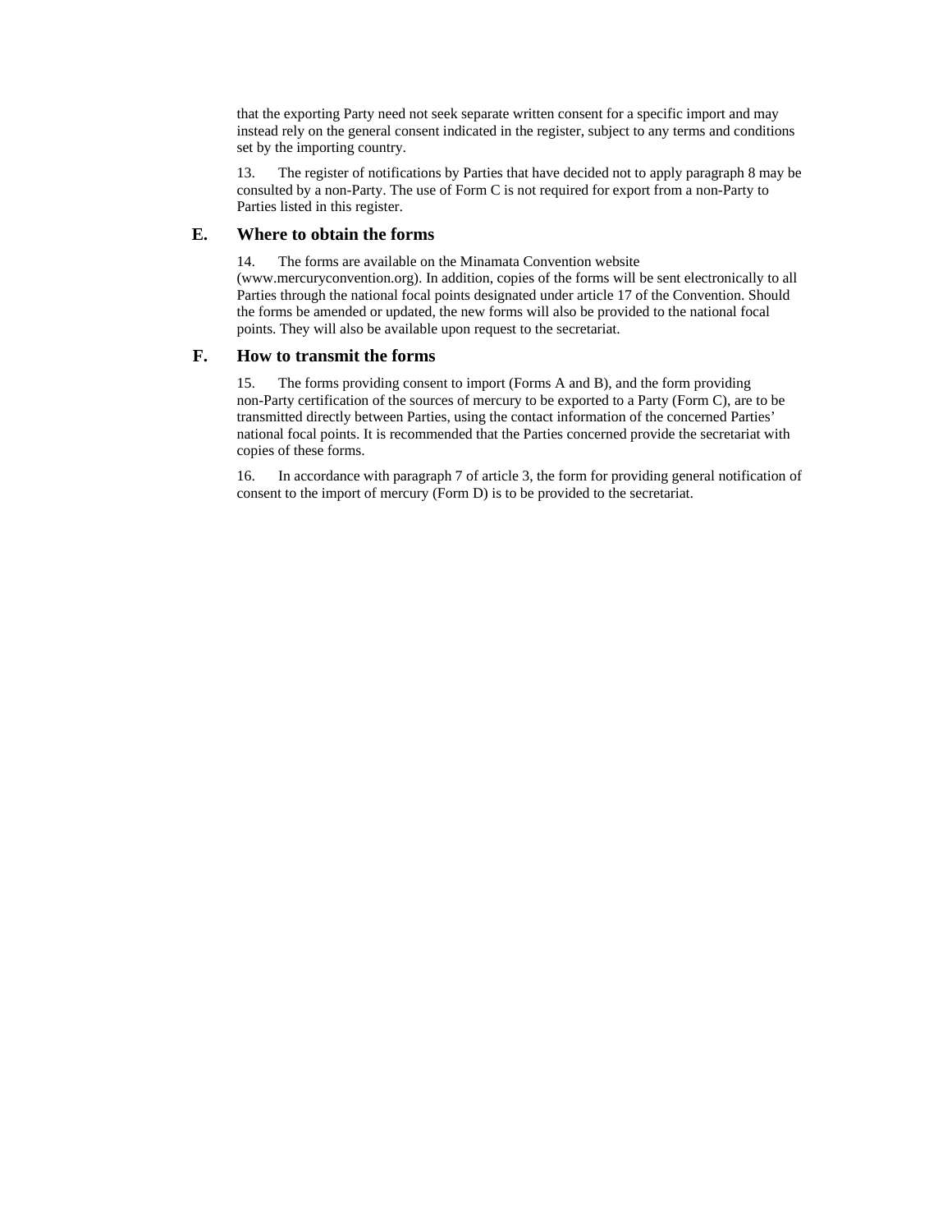that the exporting Party need not seek separate written consent for a specific import and may instead rely on the general consent indicated in the register, subject to any terms and conditions set by the importing country.

13. The register of notifications by Parties that have decided not to apply paragraph 8 may be consulted by a non-Party. The use of Form C is not required for export from a non-Party to Parties listed in this register.

## E. Where to obtain the forms

14. The forms are available on the Minamata Convention website (www.mercuryconvention.org). In addition, copies of the forms will be sent electronically to all Parties through the national focal points designated under article 17 of the Convention. Should the forms be amended or updated, the new forms will also be provided to the national focal points. They will also be available upon request to the secretariat.

## F. How to transmit the forms

15. The forms providing consent to import (Forms A and B), and the form providing non-Party certification of the sources of mercury to be exported to a Party (Form C), are to be transmitted directly between Parties, using the contact information of the concerned Parties' national focal points. It is recommended that the Parties concerned provide the secretariat with copies of these forms.

16. In accordance with paragraph 7 of article 3, the form for providing general notification of consent to the import of mercury (Form D) is to be provided to the secretariat.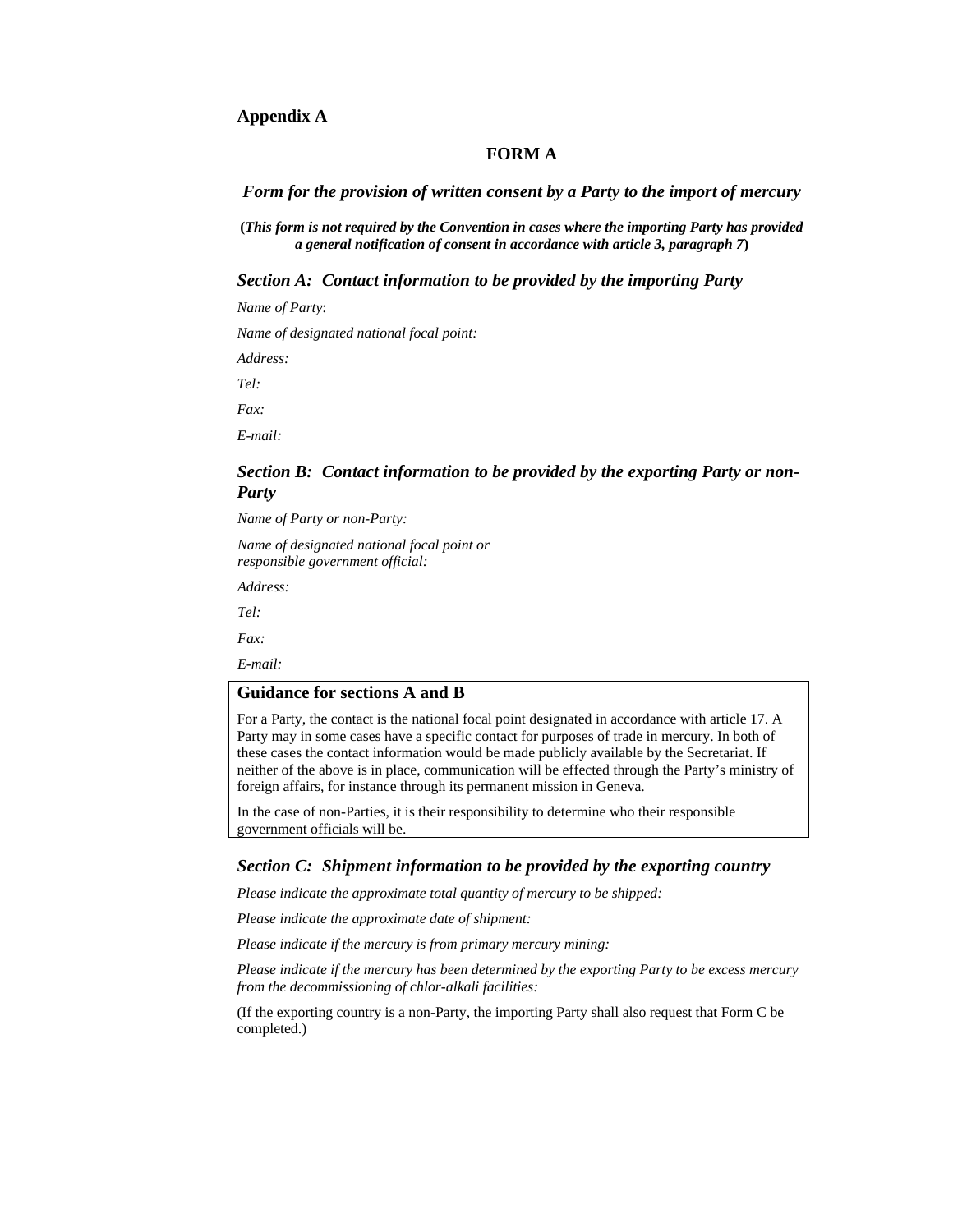**Appendix A**

## FORM A

### *Form for the provision of written consent by a Party to the import of mercury*

**(*This form is not required by the Convention in cases where the importing Party has provided a general notification of consent in accordance with article 3, paragraph 7*)**

### *Section A: Contact information to be provided by the importing Party*

*Name of Party*:

*Name of designated national focal point:*

*Address:*

*Tel:*

*Fax:*

*E-mail:*

### *Section B: Contact information to be provided by the exporting Party or non-Party*

*Name of Party or non-Party:*

*Name of designated national focal point or responsible government official:*

*Address:*

*Tel:*

*Fax:*

*E-mail:*

**Guidance for sections A and B**

For a Party, the contact is the national focal point designated in accordance with article 17. A Party may in some cases have a specific contact for purposes of trade in mercury. In both of these cases the contact information would be made publicly available by the Secretariat. If neither of the above is in place, communication will be effected through the Party's ministry of foreign affairs, for instance through its permanent mission in Geneva.

In the case of non-Parties, it is their responsibility to determine who their responsible government officials will be.

### *Section C: Shipment information to be provided by the exporting country*

*Please indicate the approximate total quantity of mercury to be shipped:*

*Please indicate the approximate date of shipment:*

*Please indicate if the mercury is from primary mercury mining:*

*Please indicate if the mercury has been determined by the exporting Party to be excess mercury from the decommissioning of chlor-alkali facilities:*

(If the exporting country is a non-Party, the importing Party shall also request that Form C be completed.)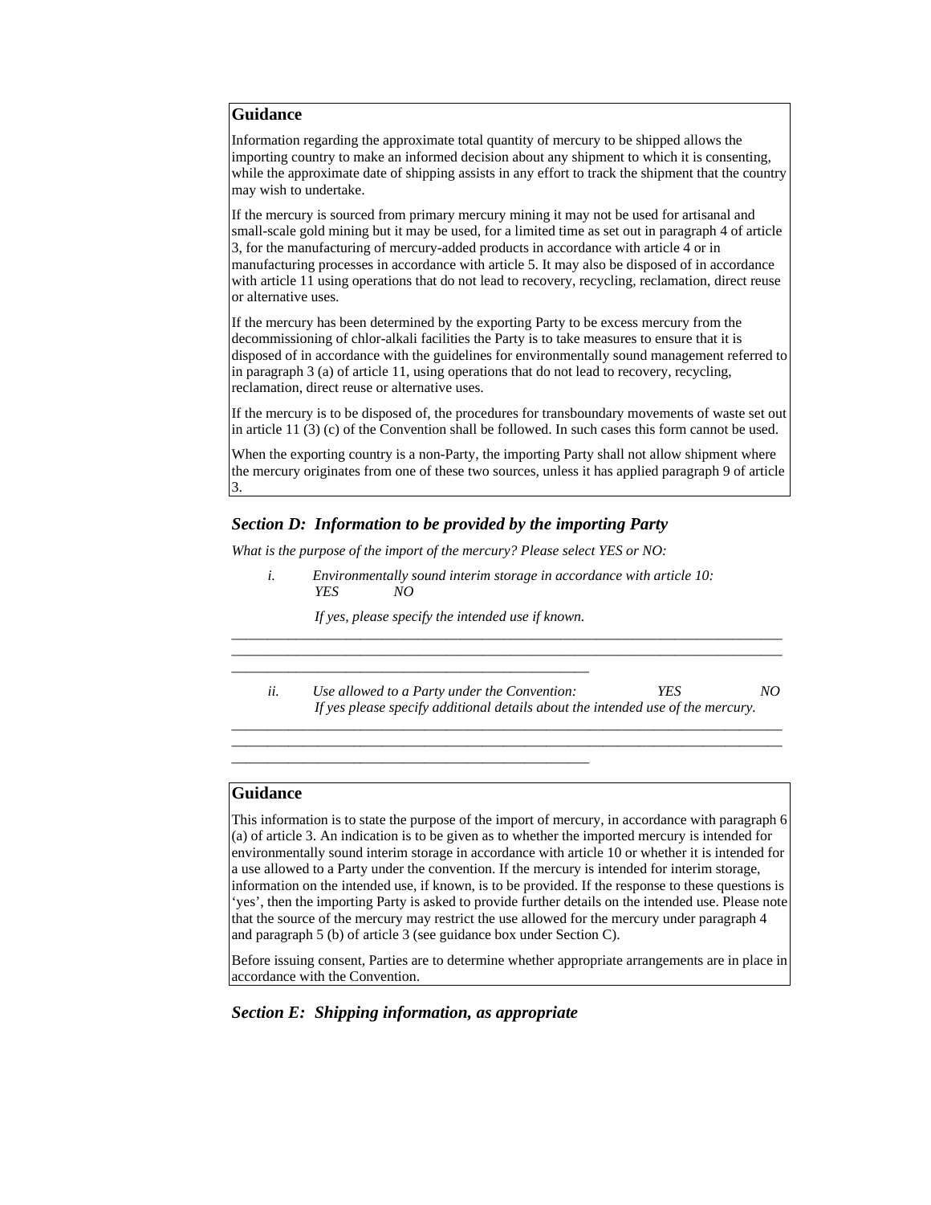**Guidance**

Information regarding the approximate total quantity of mercury to be shipped allows the importing country to make an informed decision about any shipment to which it is consenting, while the approximate date of shipping assists in any effort to track the shipment that the country may wish to undertake.

If the mercury is sourced from primary mercury mining it may not be used for artisanal and small-scale gold mining but it may be used, for a limited time as set out in paragraph 4 of article 3, for the manufacturing of mercury-added products in accordance with article 4 or in manufacturing processes in accordance with article 5. It may also be disposed of in accordance with article 11 using operations that do not lead to recovery, recycling, reclamation, direct reuse or alternative uses.

If the mercury has been determined by the exporting Party to be excess mercury from the decommissioning of chlor-alkali facilities the Party is to take measures to ensure that it is disposed of in accordance with the guidelines for environmentally sound management referred to in paragraph 3 (a) of article 11, using operations that do not lead to recovery, recycling, reclamation, direct reuse or alternative uses.

If the mercury is to be disposed of, the procedures for transboundary movements of waste set out in article 11 (3) (c) of the Convention shall be followed. In such cases this form cannot be used.

When the exporting country is a non-Party, the importing Party shall not allow shipment where the mercury originates from one of these two sources, unless it has applied paragraph 9 of article 3.

### *Section D: Information to be provided by the importing Party*

*What is the purpose of the import of the mercury? Please select YES or NO:*

*i. Environmentally sound interim storage in accordance with article 10:*
*YES NO*

*If yes, please specify the intended use if known.*

___________________________________________________________________________
___________________________________________________________________________
___________________________________________________

*ii. Use allowed to a Party under the Convention: YES NO*
*If yes please specify additional details about the intended use of the mercury.*

___________________________________________________________________________
___________________________________________________________________________
___________________________________________________

**Guidance**

This information is to state the purpose of the import of mercury, in accordance with paragraph 6 (a) of article 3. An indication is to be given as to whether the imported mercury is intended for environmentally sound interim storage in accordance with article 10 or whether it is intended for a use allowed to a Party under the convention. If the mercury is intended for interim storage, information on the intended use, if known, is to be provided. If the response to these questions is 'yes', then the importing Party is asked to provide further details on the intended use. Please note that the source of the mercury may restrict the use allowed for the mercury under paragraph 4 and paragraph 5 (b) of article 3 (see guidance box under Section C).

Before issuing consent, Parties are to determine whether appropriate arrangements are in place in accordance with the Convention.

### *Section E: Shipping information, as appropriate*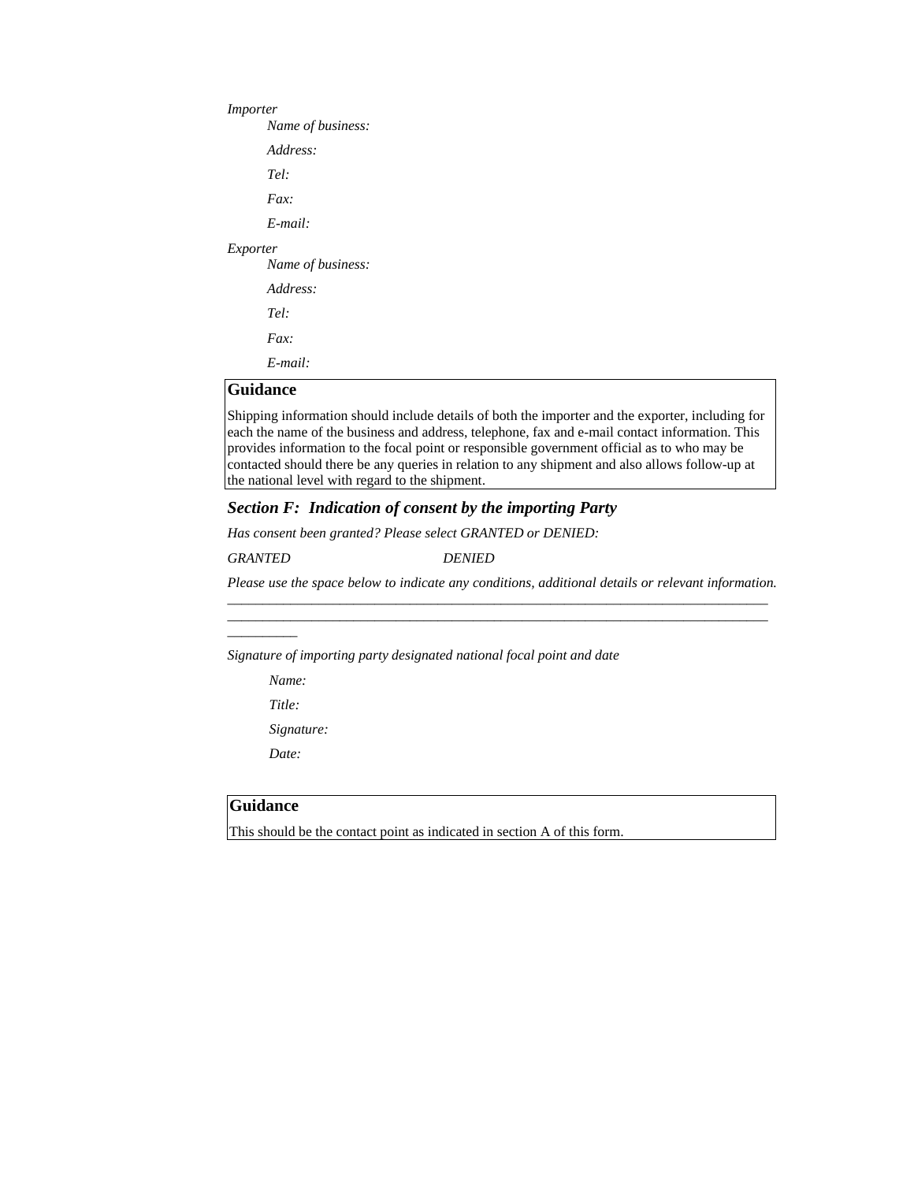*Importer*

*Name of business:*

*Address:*

*Tel:*

*Fax:*

*E-mail:*

*Exporter*

*Name of business:*

*Address:*

*Tel:*

*Fax:*

*E-mail:*

> **Guidance**
>
> Shipping information should include details of both the importer and the exporter, including for each the name of the business and address, telephone, fax and e-mail contact information. This provides information to the focal point or responsible government official as to who may be contacted should there be any queries in relation to any shipment and also allows follow-up at the national level with regard to the shipment.

### *Section F: Indication of consent by the importing Party*

*Has consent been granted? Please select GRANTED or DENIED:*

*GRANTED* *DENIED*

*Please use the space below to indicate any conditions, additional details or relevant information.*

\_\_\_\_\_\_\_\_\_\_\_\_\_\_\_\_\_\_\_\_\_\_\_\_\_\_\_\_\_\_\_\_\_\_\_\_\_\_\_\_\_\_\_\_\_\_\_\_\_\_\_\_\_\_\_\_\_\_\_\_\_\_\_\_\_\_\_\_\_\_\_\_\_\_\_\_\_\_
\_\_\_\_\_\_\_\_\_\_\_\_\_\_\_\_\_\_\_\_\_\_\_\_\_\_\_\_\_\_\_\_\_\_\_\_\_\_\_\_\_\_\_\_\_\_\_\_\_\_\_\_\_\_\_\_\_\_\_\_\_\_\_\_\_\_\_\_\_\_\_\_\_\_\_\_\_\_
\_\_\_\_\_\_\_\_\_\_

*Signature of importing party designated national focal point and date*

*Name:*

*Title:*

*Signature:*

*Date:*

> **Guidance**
>
> This should be the contact point as indicated in section A of this form.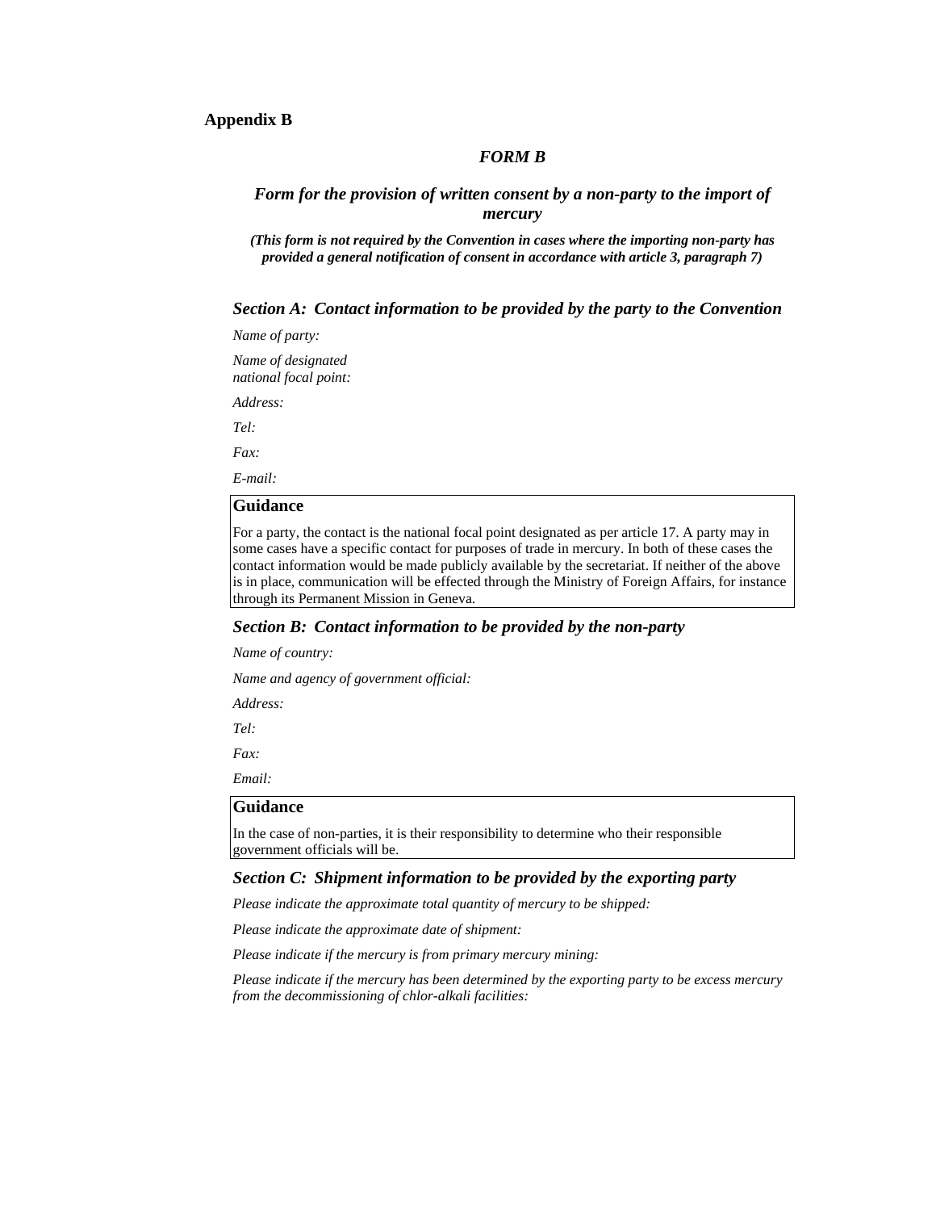## Appendix B

### *FORM B*

### *Form for the provision of written consent by a non-party to the import of mercury*

***(This form is not required by the Convention in cases where the importing non-party has provided a general notification of consent in accordance with article 3, paragraph 7)***

#### *Section A: Contact information to be provided by the party to the Convention*

*Name of party:*

*Name of designated national focal point:*

*Address:*

*Tel:*

*Fax:*

*E-mail:*

| **Guidance** |
|---|
| For a party, the contact is the national focal point designated as per article 17. A party may in some cases have a specific contact for purposes of trade in mercury. In both of these cases the contact information would be made publicly available by the secretariat. If neither of the above is in place, communication will be effected through the Ministry of Foreign Affairs, for instance through its Permanent Mission in Geneva. |

#### *Section B: Contact information to be provided by the non-party*

*Name of country:*

*Name and agency of government official:*

*Address:*

*Tel:*

*Fax:*

*Email:*

| **Guidance** |
|---|
| In the case of non-parties, it is their responsibility to determine who their responsible government officials will be. |

#### *Section C: Shipment information to be provided by the exporting party*

*Please indicate the approximate total quantity of mercury to be shipped:*

*Please indicate the approximate date of shipment:*

*Please indicate if the mercury is from primary mercury mining:*

*Please indicate if the mercury has been determined by the exporting party to be excess mercury from the decommissioning of chlor-alkali facilities:*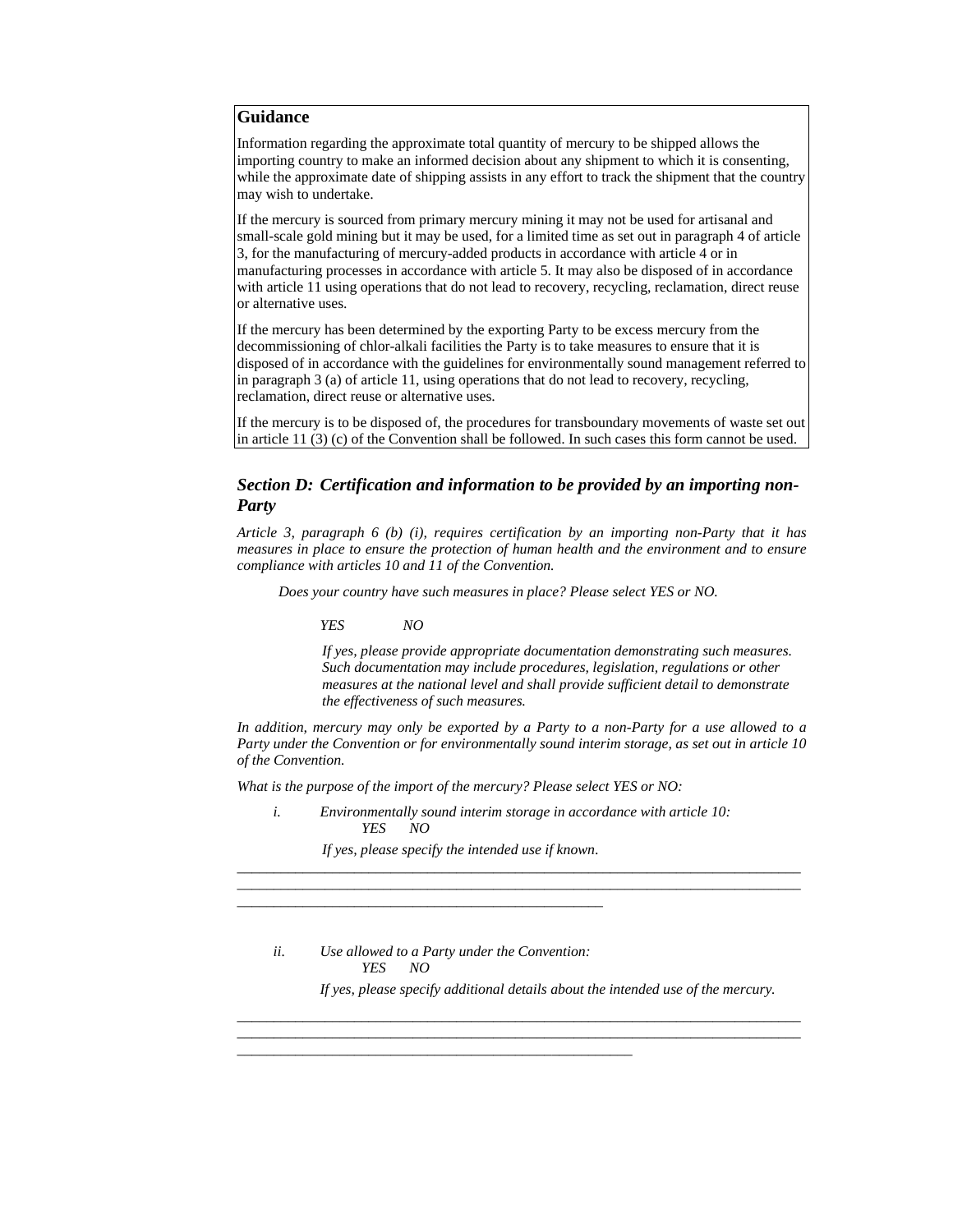**Guidance**

Information regarding the approximate total quantity of mercury to be shipped allows the importing country to make an informed decision about any shipment to which it is consenting, while the approximate date of shipping assists in any effort to track the shipment that the country may wish to undertake.

If the mercury is sourced from primary mercury mining it may not be used for artisanal and small-scale gold mining but it may be used, for a limited time as set out in paragraph 4 of article 3, for the manufacturing of mercury-added products in accordance with article 4 or in manufacturing processes in accordance with article 5. It may also be disposed of in accordance with article 11 using operations that do not lead to recovery, recycling, reclamation, direct reuse or alternative uses.

If the mercury has been determined by the exporting Party to be excess mercury from the decommissioning of chlor-alkali facilities the Party is to take measures to ensure that it is disposed of in accordance with the guidelines for environmentally sound management referred to in paragraph 3 (a) of article 11, using operations that do not lead to recovery, recycling, reclamation, direct reuse or alternative uses.

If the mercury is to be disposed of, the procedures for transboundary movements of waste set out in article 11 (3) (c) of the Convention shall be followed. In such cases this form cannot be used.

### *Section D: Certification and information to be provided by an importing non-Party*

*Article 3, paragraph 6 (b) (i), requires certification by an importing non-Party that it has measures in place to ensure the protection of human health and the environment and to ensure compliance with articles 10 and 11 of the Convention.*

*Does your country have such measures in place? Please select YES or NO.*

*YES NO*

*If yes, please provide appropriate documentation demonstrating such measures. Such documentation may include procedures, legislation, regulations or other measures at the national level and shall provide sufficient detail to demonstrate the effectiveness of such measures.*

*In addition, mercury may only be exported by a Party to a non-Party for a use allowed to a Party under the Convention or for environmentally sound interim storage, as set out in article 10 of the Convention.*

*What is the purpose of the import of the mercury? Please select YES or NO:*

*i. Environmentally sound interim storage in accordance with article 10:*
*YES NO*

*If yes, please specify the intended use if known.*

______________________________________________________________________________
______________________________________________________________________________
____________________________________________________

*ii. Use allowed to a Party under the Convention:*
*YES NO*

*If yes, please specify additional details about the intended use of the mercury.*

______________________________________________________________________________
______________________________________________________________________________
________________________________________________________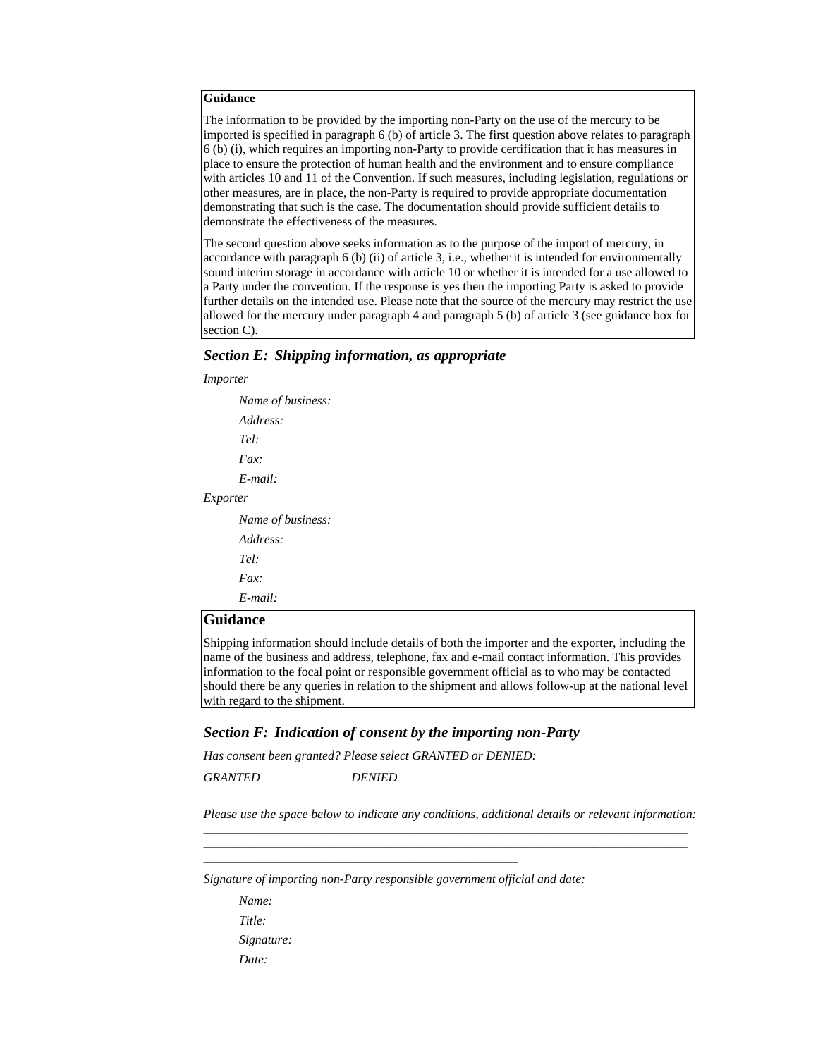**Guidance**

The information to be provided by the importing non-Party on the use of the mercury to be imported is specified in paragraph 6 (b) of article 3. The first question above relates to paragraph 6 (b) (i), which requires an importing non-Party to provide certification that it has measures in place to ensure the protection of human health and the environment and to ensure compliance with articles 10 and 11 of the Convention. If such measures, including legislation, regulations or other measures, are in place, the non-Party is required to provide appropriate documentation demonstrating that such is the case. The documentation should provide sufficient details to demonstrate the effectiveness of the measures.

The second question above seeks information as to the purpose of the import of mercury, in accordance with paragraph 6 (b) (ii) of article 3, i.e., whether it is intended for environmentally sound interim storage in accordance with article 10 or whether it is intended for a use allowed to a Party under the convention. If the response is yes then the importing Party is asked to provide further details on the intended use. Please note that the source of the mercury may restrict the use allowed for the mercury under paragraph 4 and paragraph 5 (b) of article 3 (see guidance box for section C).

### *Section E: Shipping information, as appropriate*

*Importer*

*Name of business:*

*Address:*

*Tel:*

*Fax:*

*E-mail:*

*Exporter*

*Name of business:*

*Address:*

*Tel:*

*Fax:*

*E-mail:*

**Guidance**

Shipping information should include details of both the importer and the exporter, including the name of the business and address, telephone, fax and e-mail contact information. This provides information to the focal point or responsible government official as to who may be contacted should there be any queries in relation to the shipment and allows follow-up at the national level with regard to the shipment.

### *Section F: Indication of consent by the importing non-Party*

*Has consent been granted? Please select GRANTED or DENIED:*

*GRANTED* *DENIED*

*Please use the space below to indicate any conditions, additional details or relevant information:*

______________________________________________________________________________
______________________________________________________________________________
__________________________________________________

*Signature of importing non-Party responsible government official and date:*

*Name:*

*Title:*

*Signature:*

*Date:*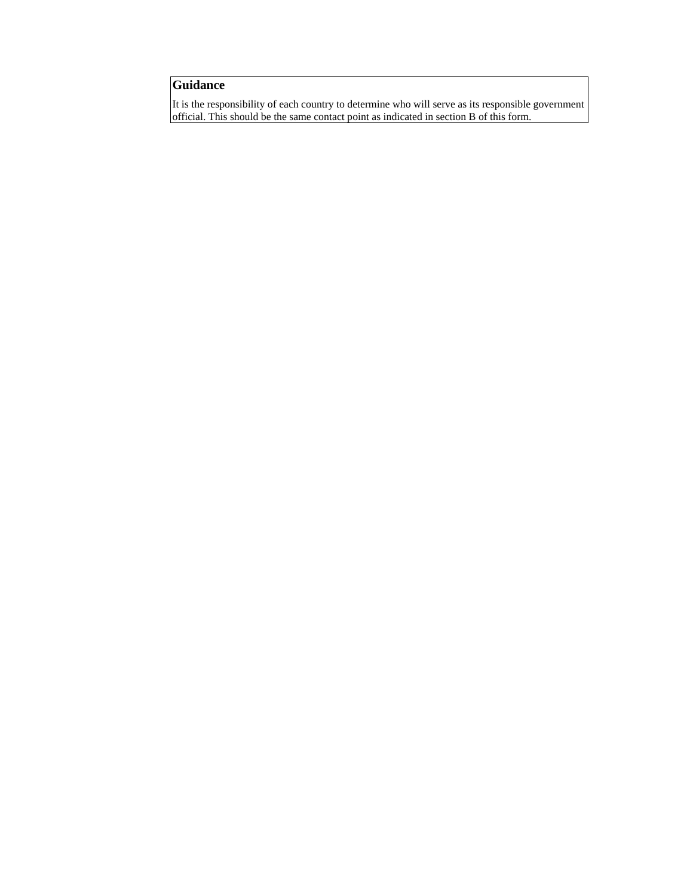**Guidance**

It is the responsibility of each country to determine who will serve as its responsible government official. This should be the same contact point as indicated in section B of this form.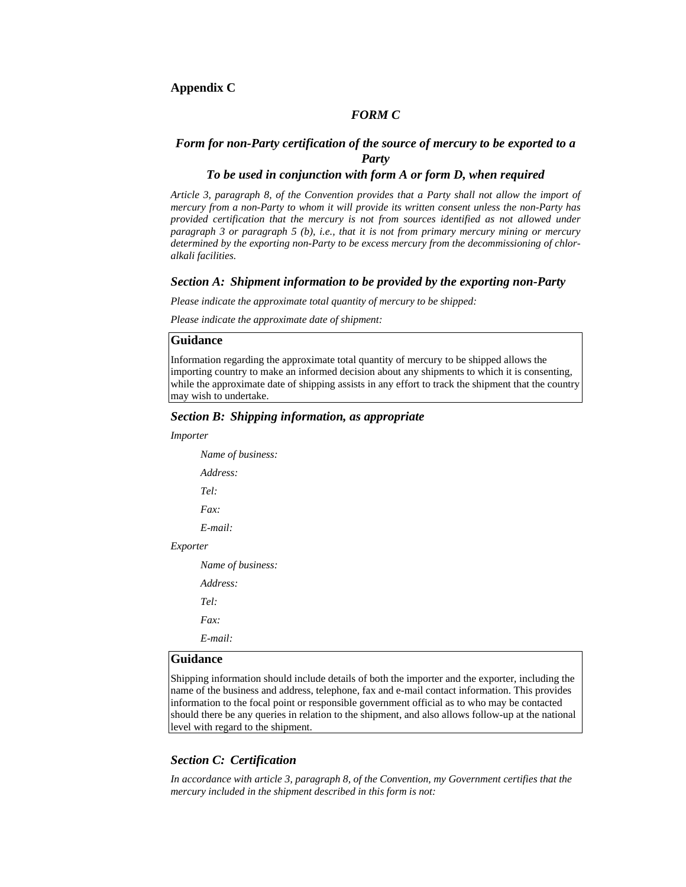**Appendix C**

### *FORM C*

### *Form for non-Party certification of the source of mercury to be exported to a Party*

### *To be used in conjunction with form A or form D, when required*

*Article 3, paragraph 8, of the Convention provides that a Party shall not allow the import of mercury from a non-Party to whom it will provide its written consent unless the non-Party has provided certification that the mercury is not from sources identified as not allowed under paragraph 3 or paragraph 5 (b), i.e., that it is not from primary mercury mining or mercury determined by the exporting non-Party to be excess mercury from the decommissioning of chlor-alkali facilities.*

#### *Section A: Shipment information to be provided by the exporting non-Party*

*Please indicate the approximate total quantity of mercury to be shipped:*

*Please indicate the approximate date of shipment:*

> **Guidance**
>
> Information regarding the approximate total quantity of mercury to be shipped allows the importing country to make an informed decision about any shipments to which it is consenting, while the approximate date of shipping assists in any effort to track the shipment that the country may wish to undertake.

#### *Section B: Shipping information, as appropriate*

*Importer*

*Name of business:*

*Address:*

*Tel:*

*Fax:*

*E-mail:*

*Exporter*

*Name of business:*

*Address:*

*Tel:*

*Fax:*

*E-mail:*

> **Guidance**
>
> Shipping information should include details of both the importer and the exporter, including the name of the business and address, telephone, fax and e-mail contact information. This provides information to the focal point or responsible government official as to who may be contacted should there be any queries in relation to the shipment, and also allows follow-up at the national level with regard to the shipment.

#### *Section C: Certification*

*In accordance with article 3, paragraph 8, of the Convention, my Government certifies that the mercury included in the shipment described in this form is not:*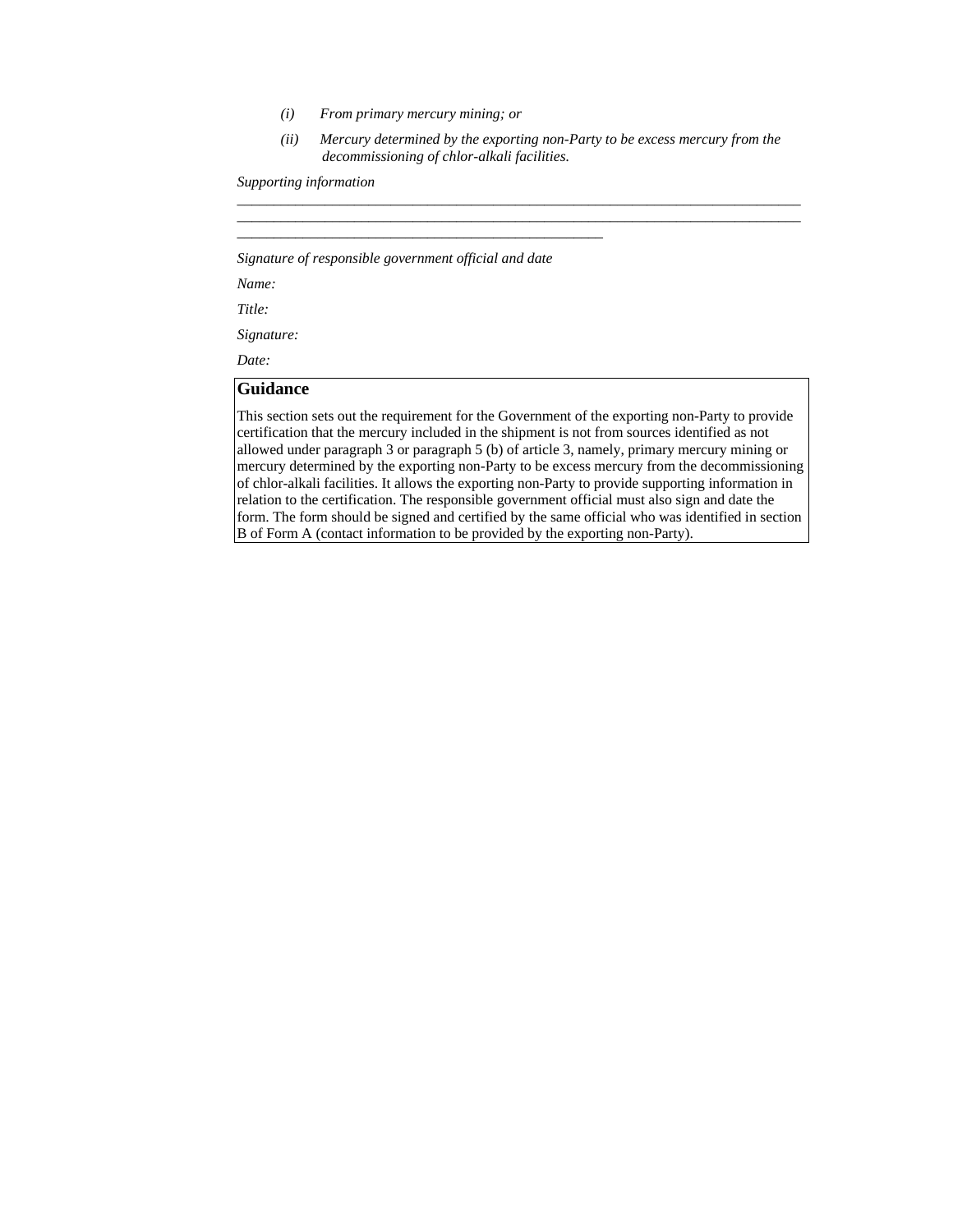*(i) From primary mercury mining; or*

*(ii) Mercury determined by the exporting non-Party to be excess mercury from the decommissioning of chlor-alkali facilities.*

*Supporting information*

_______________________________________________________________________________
_______________________________________________________________________________
____________________________________________________

*Signature of responsible government official and date*

*Name:*

*Title:*

*Signature:*

*Date:*

**Guidance**

This section sets out the requirement for the Government of the exporting non-Party to provide certification that the mercury included in the shipment is not from sources identified as not allowed under paragraph 3 or paragraph 5 (b) of article 3, namely, primary mercury mining or mercury determined by the exporting non-Party to be excess mercury from the decommissioning of chlor-alkali facilities. It allows the exporting non-Party to provide supporting information in relation to the certification. The responsible government official must also sign and date the form. The form should be signed and certified by the same official who was identified in section B of Form A (contact information to be provided by the exporting non-Party).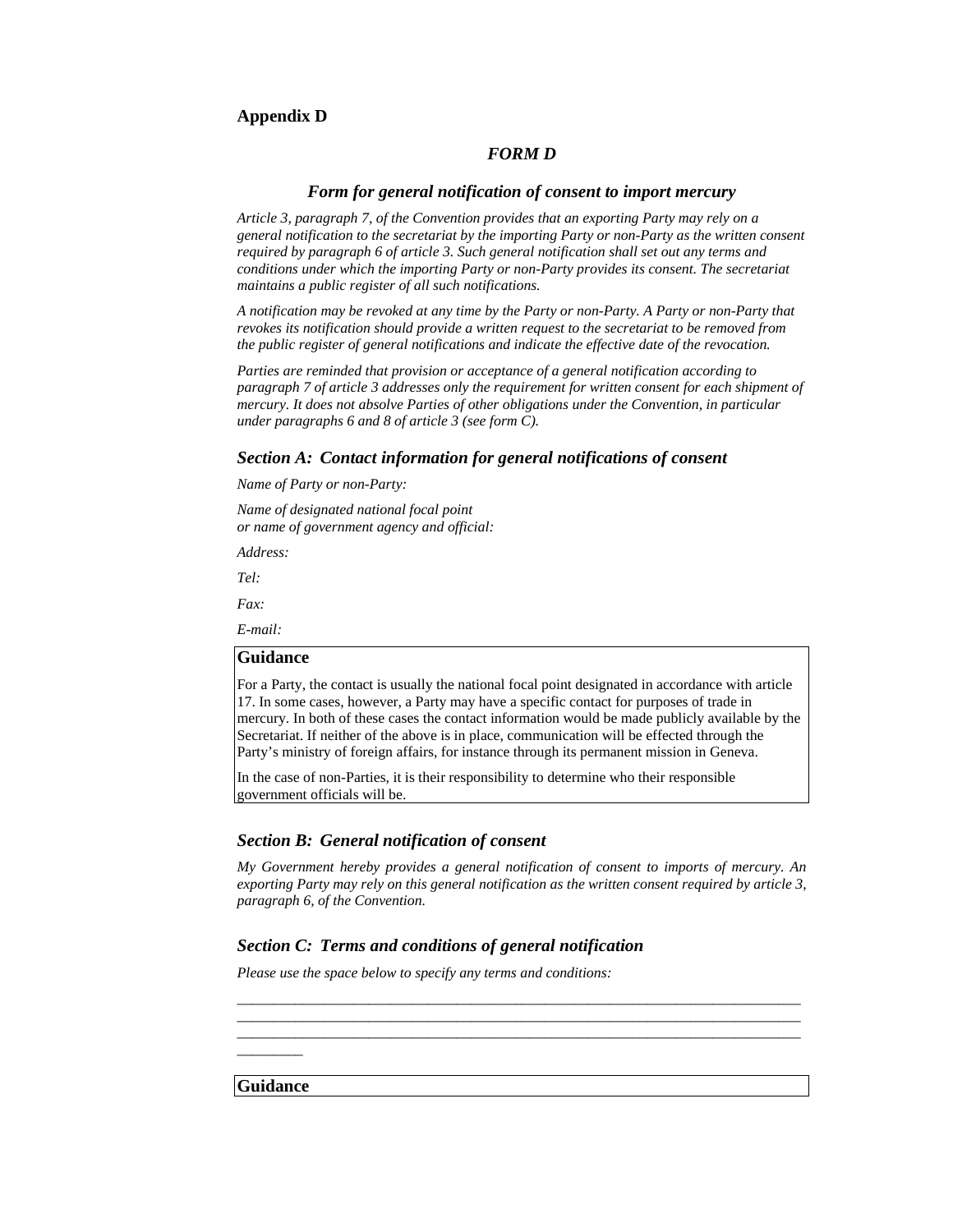**Appendix D**

### *FORM D*

### *Form for general notification of consent to import mercury*

*Article 3, paragraph 7, of the Convention provides that an exporting Party may rely on a general notification to the secretariat by the importing Party or non-Party as the written consent required by paragraph 6 of article 3. Such general notification shall set out any terms and conditions under which the importing Party or non-Party provides its consent. The secretariat maintains a public register of all such notifications.*

*A notification may be revoked at any time by the Party or non-Party. A Party or non-Party that revokes its notification should provide a written request to the secretariat to be removed from the public register of general notifications and indicate the effective date of the revocation.*

*Parties are reminded that provision or acceptance of a general notification according to paragraph 7 of article 3 addresses only the requirement for written consent for each shipment of mercury. It does not absolve Parties of other obligations under the Convention, in particular under paragraphs 6 and 8 of article 3 (see form C).*

## *Section A: Contact information for general notifications of consent*

*Name of Party or non-Party:*

*Name of designated national focal point*
*or name of government agency and official:*

*Address:*

*Tel:*

*Fax:*

*E-mail:*

**Guidance**

For a Party, the contact is usually the national focal point designated in accordance with article 17. In some cases, however, a Party may have a specific contact for purposes of trade in mercury. In both of these cases the contact information would be made publicly available by the Secretariat. If neither of the above is in place, communication will be effected through the Party's ministry of foreign affairs, for instance through its permanent mission in Geneva.

In the case of non-Parties, it is their responsibility to determine who their responsible government officials will be.

## *Section B: General notification of consent*

*My Government hereby provides a general notification of consent to imports of mercury. An exporting Party may rely on this general notification as the written consent required by article 3, paragraph 6, of the Convention.*

## *Section C: Terms and conditions of general notification*

*Please use the space below to specify any terms and conditions:*

_______________________________________________________________________________
_______________________________________________________________________________
_______________________________________________________________________________
_________

**Guidance**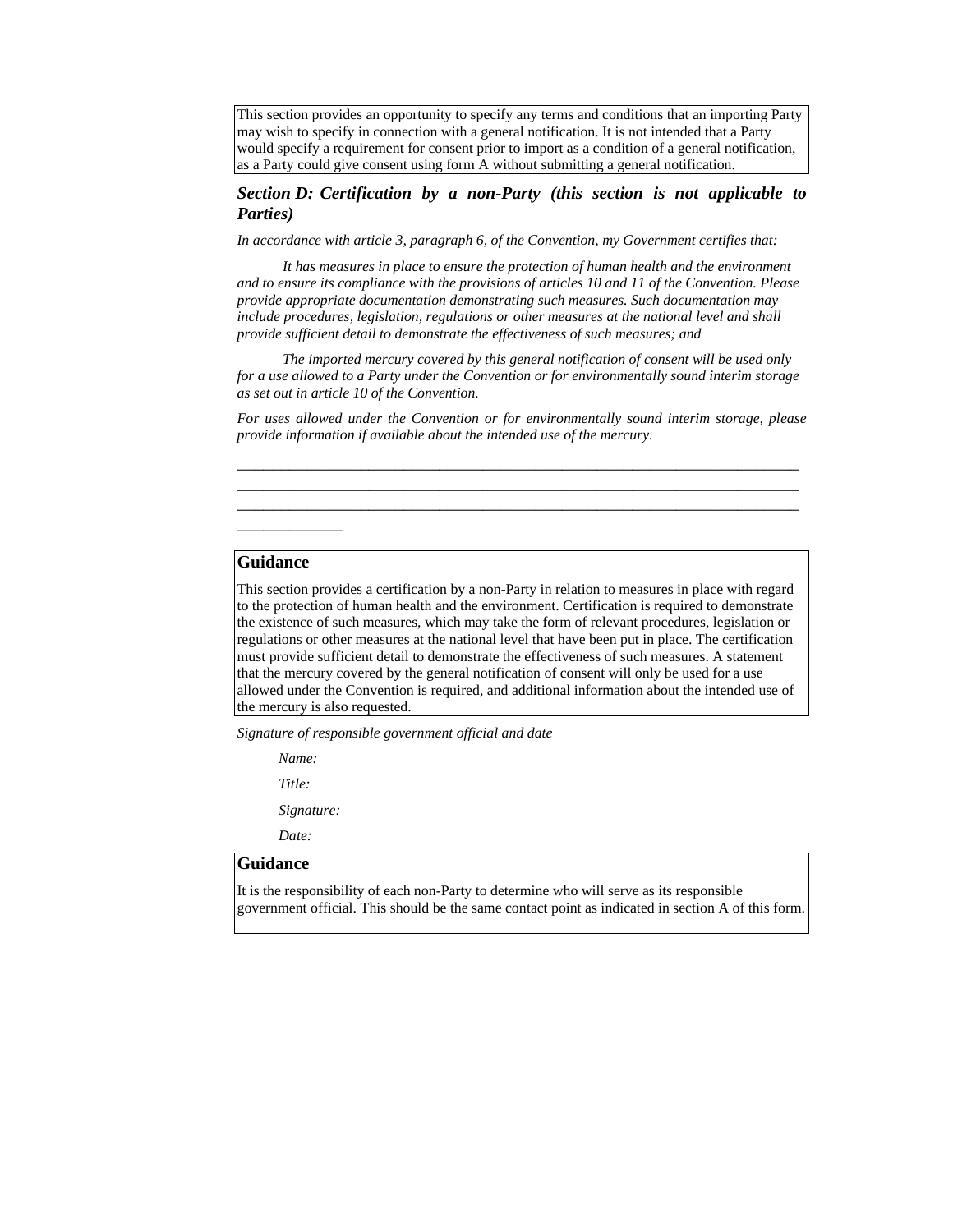This section provides an opportunity to specify any terms and conditions that an importing Party may wish to specify in connection with a general notification. It is not intended that a Party would specify a requirement for consent prior to import as a condition of a general notification, as a Party could give consent using form A without submitting a general notification.

### *Section D: Certification by a non-Party (this section is not applicable to Parties)*

*In accordance with article 3, paragraph 6, of the Convention, my Government certifies that:*

*It has measures in place to ensure the protection of human health and the environment and to ensure its compliance with the provisions of articles 10 and 11 of the Convention. Please provide appropriate documentation demonstrating such measures. Such documentation may include procedures, legislation, regulations or other measures at the national level and shall provide sufficient detail to demonstrate the effectiveness of such measures; and*

*The imported mercury covered by this general notification of consent will be used only for a use allowed to a Party under the Convention or for environmentally sound interim storage as set out in article 10 of the Convention.*

*For uses allowed under the Convention or for environmentally sound interim storage, please provide information if available about the intended use of the mercury.*

______________________________________________________________________________
______________________________________________________________________________
______________________________________________________________________________
______________

**Guidance**

This section provides a certification by a non-Party in relation to measures in place with regard to the protection of human health and the environment. Certification is required to demonstrate the existence of such measures, which may take the form of relevant procedures, legislation or regulations or other measures at the national level that have been put in place. The certification must provide sufficient detail to demonstrate the effectiveness of such measures. A statement that the mercury covered by the general notification of consent will only be used for a use allowed under the Convention is required, and additional information about the intended use of the mercury is also requested.

*Signature of responsible government official and date*

*Name:*

*Title:*

*Signature:*

*Date:*

**Guidance**

It is the responsibility of each non-Party to determine who will serve as its responsible government official. This should be the same contact point as indicated in section A of this form.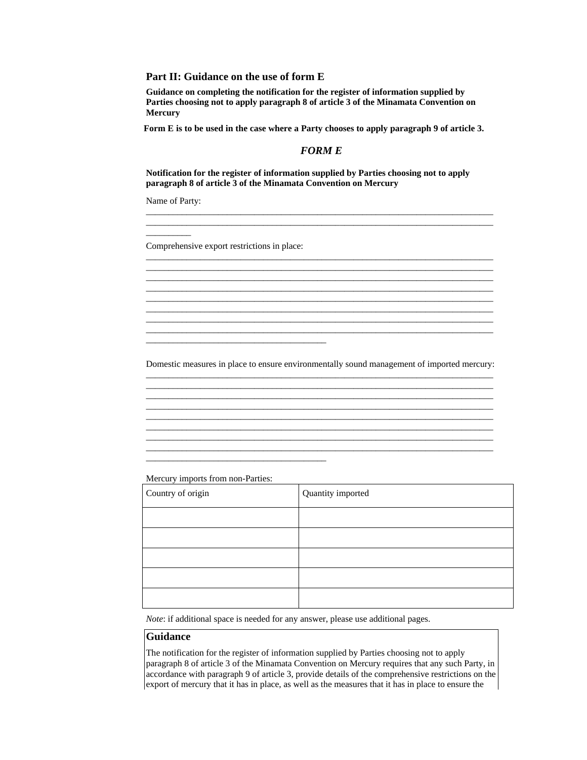## Part II: Guidance on the use of form E

**Guidance on completing the notification for the register of information supplied by Parties choosing not to apply paragraph 8 of article 3 of the Minamata Convention on Mercury**

**Form E is to be used in the case where a Party chooses to apply paragraph 9 of article 3.**

### *FORM E*

**Notification for the register of information supplied by Parties choosing not to apply paragraph 8 of article 3 of the Minamata Convention on Mercury**

Name of Party: \_\_\_\_\_\_\_\_\_\_\_\_\_\_\_\_\_\_\_\_\_\_\_\_\_\_\_\_\_\_\_\_\_\_\_\_\_\_\_\_\_\_\_\_\_\_\_\_\_\_\_\_\_\_\_\_\_\_\_\_\_\_\_\_\_\_\_\_\_\_\_\_\_\_\_\_\_\_\_\_\_\_\_\_\_\_\_\_

Comprehensive export restrictions in place: \_\_\_\_\_\_\_\_\_\_\_\_\_\_\_\_\_\_\_\_\_\_\_\_\_\_\_\_\_\_\_\_\_\_\_\_\_\_\_\_\_\_\_\_\_\_\_\_\_\_\_\_\_\_\_\_\_\_\_\_\_\_\_\_\_\_\_\_\_\_\_\_\_\_\_\_\_\_\_\_\_\_\_\_\_\_\_\_

Domestic measures in place to ensure environmentally sound management of imported mercury: \_\_\_\_\_\_\_\_\_\_\_\_\_\_\_\_\_\_\_\_\_\_\_\_\_\_\_\_\_\_\_\_\_\_\_\_\_\_\_\_\_\_\_\_\_\_\_\_\_\_\_\_\_\_\_\_\_\_\_\_\_\_\_\_\_\_\_\_\_\_\_\_\_\_\_\_\_\_\_\_\_\_\_\_\_\_\_\_

Mercury imports from non-Parties:

| Country of origin | Quantity imported |
|---|---|
| | |
| | |
| | |
| | |
| | |

*Note*: if additional space is needed for any answer, please use additional pages.

### Guidance

The notification for the register of information supplied by Parties choosing not to apply paragraph 8 of article 3 of the Minamata Convention on Mercury requires that any such Party, in accordance with paragraph 9 of article 3, provide details of the comprehensive restrictions on the export of mercury that it has in place, as well as the measures that it has in place to ensure the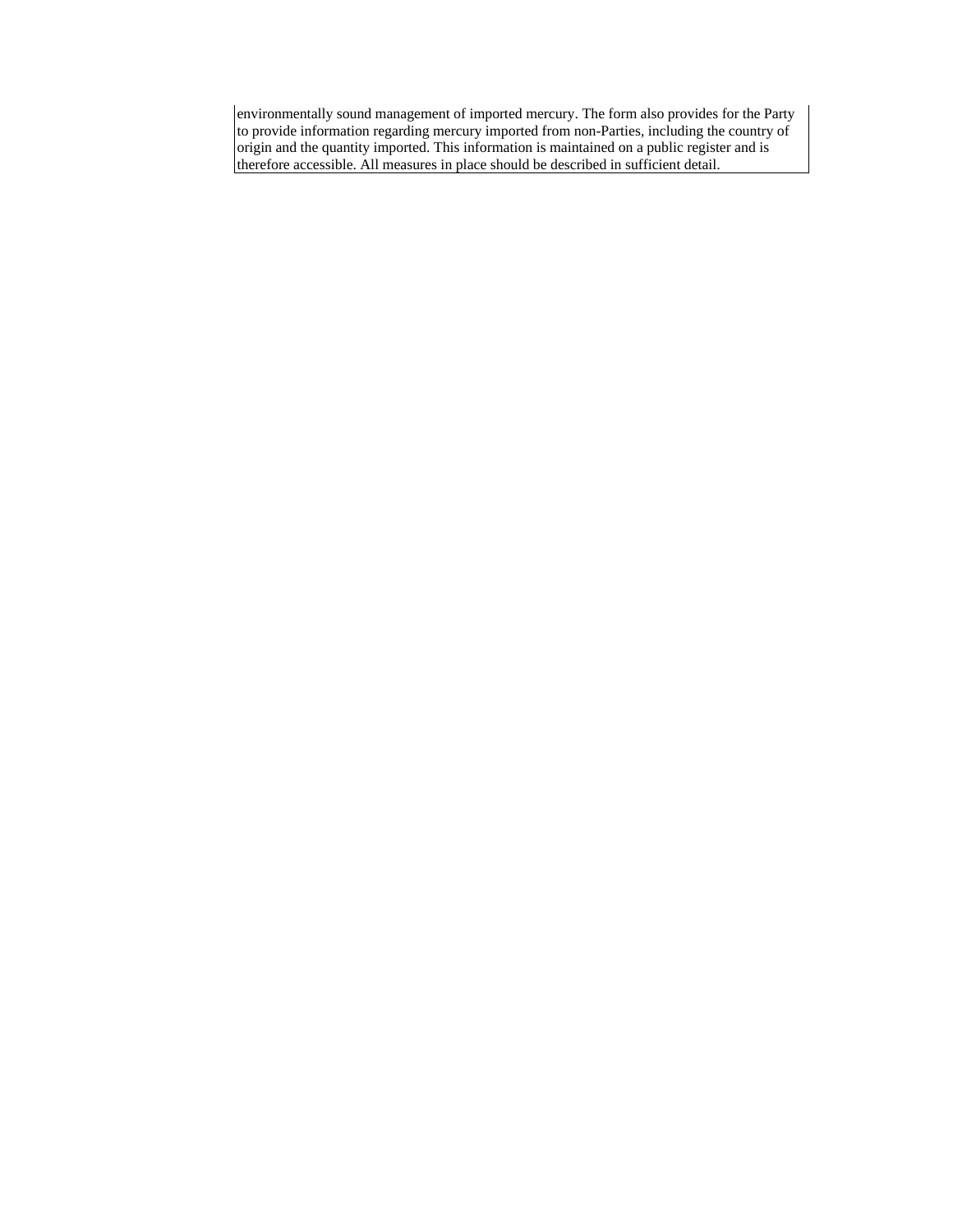environmentally sound management of imported mercury. The form also provides for the Party to provide information regarding mercury imported from non-Parties, including the country of origin and the quantity imported. This information is maintained on a public register and is therefore accessible. All measures in place should be described in sufficient detail.